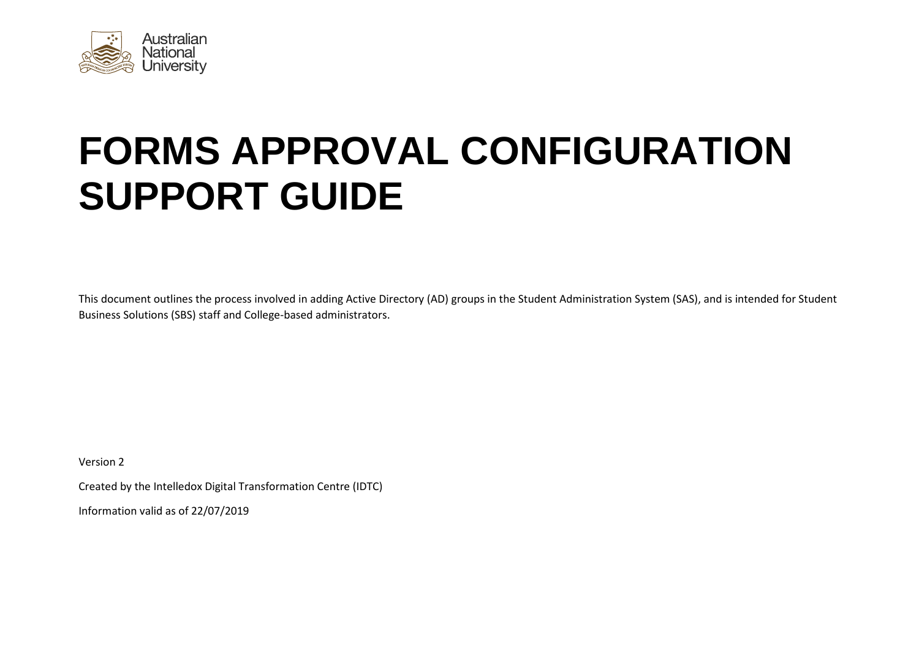Australian National University

# FORMS APPROVAL CONFIGURATION SUPPORT GUIDE

This document outlines the process involved in adding Active Directory (AD) groups in the Student Administration System (SAS), and is intended for Student Business Solutions (SBS) staff and College-based administrators.

Version 2

Created by the Intelledox Digital Transformation Centre (IDTC)

Information valid as of 22/07/2019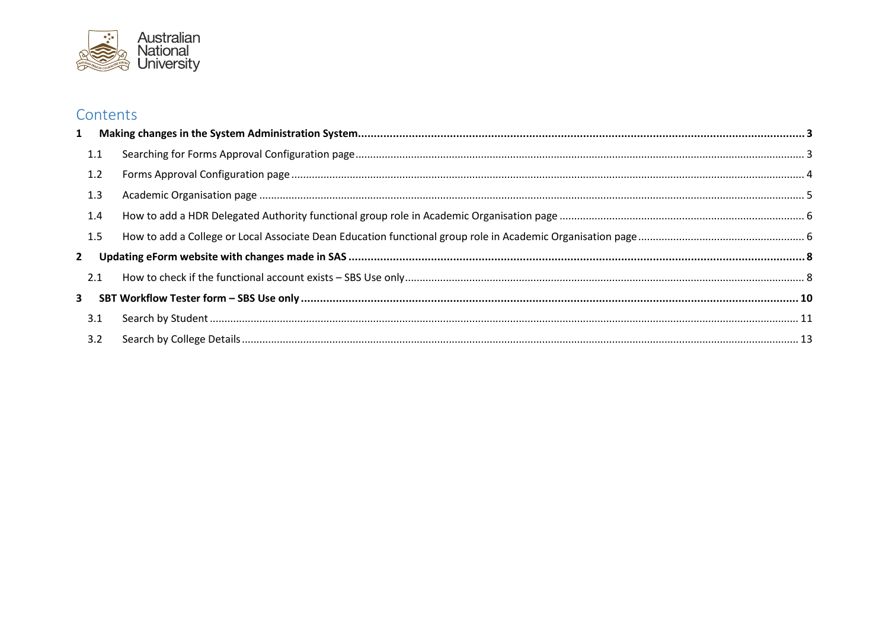# Contents

**1 Making changes in the System Administration System....................................................3**

1.1 Searching for Forms Approval Configuration page....................................................3

1.2 Forms Approval Configuration page....................................................4

1.3 Academic Organisation page....................................................5

1.4 How to add a HDR Delegated Authority functional group role in Academic Organisation page....................................................6

1.5 How to add a College or Local Associate Dean Education functional group role in Academic Organisation page....................................................6

**2 Updating eForm website with changes made in SAS....................................................8**

2.1 How to check if the functional account exists – SBS Use only....................................................8

**3 SBT Workflow Tester form – SBS Use only....................................................10**

3.1 Search by Student....................................................11

3.2 Search by College Details....................................................13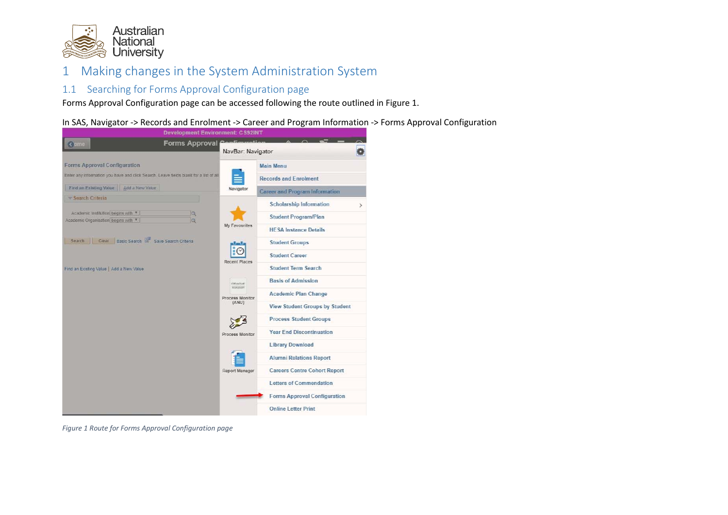# 1 Making changes in the System Administration System

## 1.1 Searching for Forms Approval Configuration page

Forms Approval Configuration page can be accessed following the route outlined in Figure 1.

In SAS, Navigator -> Records and Enrolment -> Career and Program Information -> Forms Approval Configuration

*Figure 1 Route for Forms Approval Configuration page*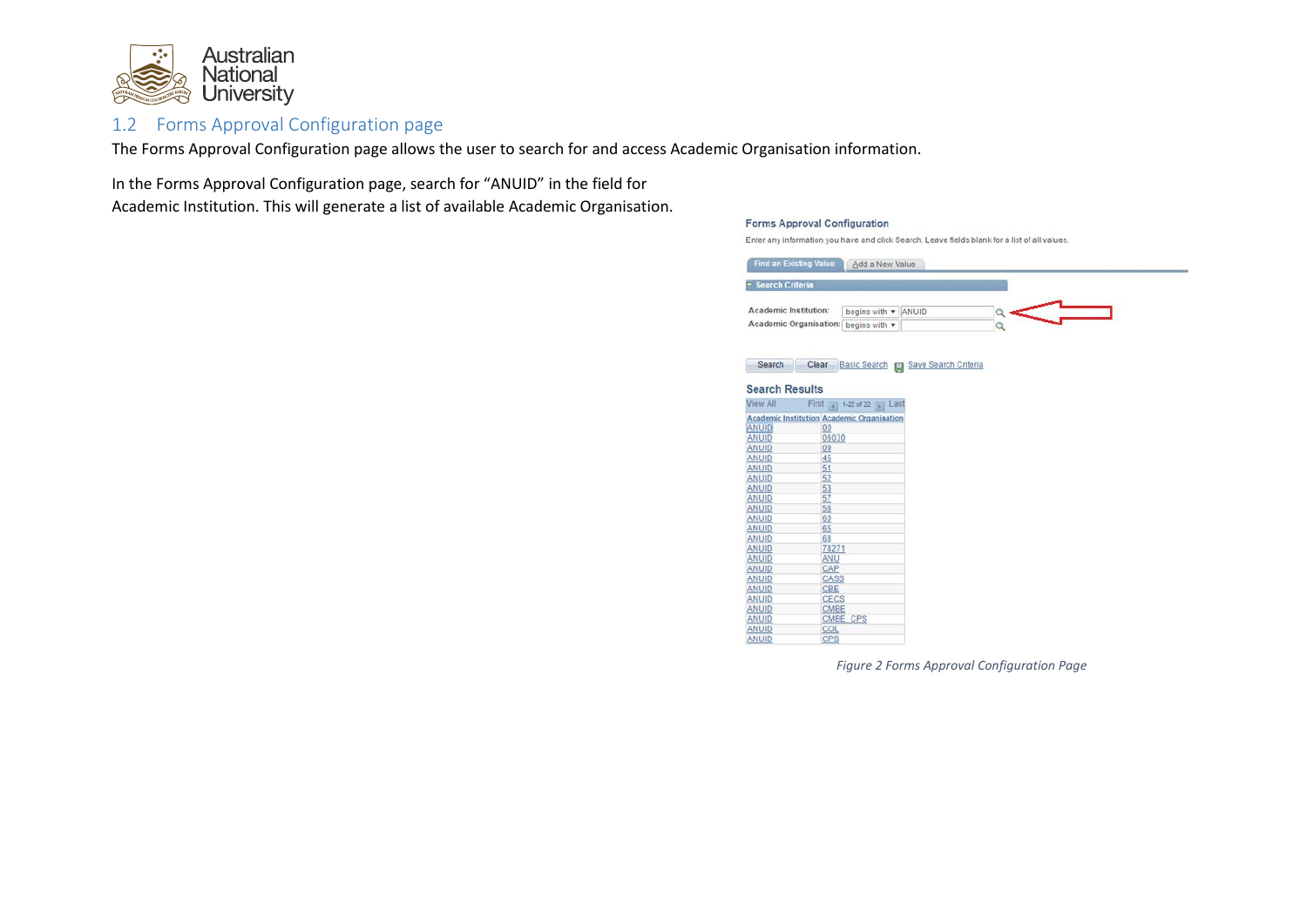## 1.2 Forms Approval Configuration page

The Forms Approval Configuration page allows the user to search for and access Academic Organisation information.

In the Forms Approval Configuration page, search for "ANUID" in the field for Academic Institution. This will generate a list of available Academic Organisation.

*Figure 2 Forms Approval Configuration Page*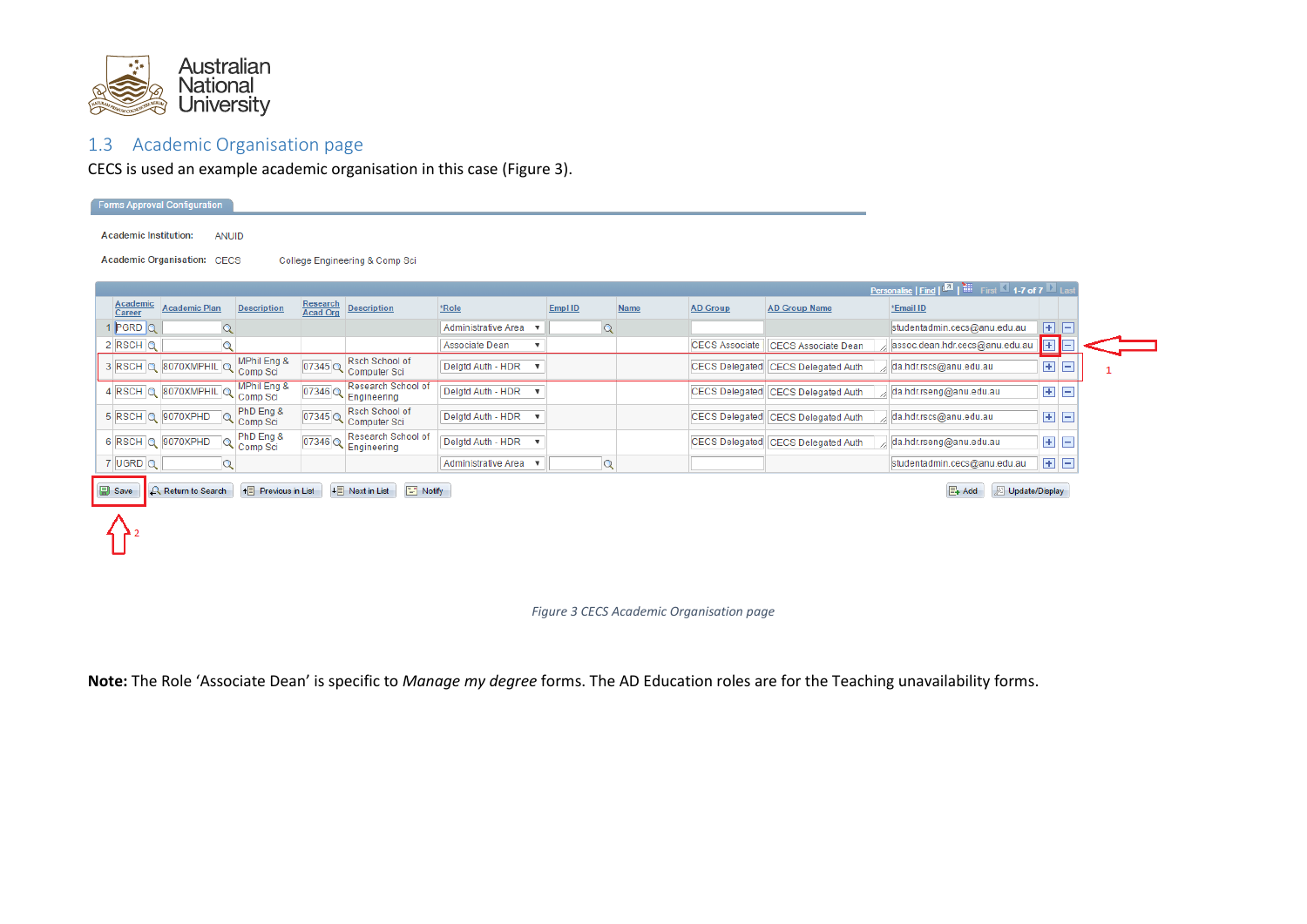## 1.3 Academic Organisation page

CECS is used an example academic organisation in this case (Figure 3).

Forms Approval Configuration

Academic Institution: ANUID

Academic Organisation: CECS College Engineering & Comp Sci

Personalise | Find | First 1-7 of 7 Last

| | Academic Career | Academic Plan | Description | Research Acad Org | Description | *Role | Empl ID | Name | AD Group | AD Group Name | *Email ID | | |
|---|---|---|---|---|---|---|---|---|---|---|---|---|---|
| 1 | PGRD | | | | | Administrative Area | | | | | studentadmin.cecs@anu.edu.au | + | − |
| 2 | RSCH | | | | | Associate Dean | | | CECS Associate | CECS Associate Dean | assoc.dean.hdr.cecs@anu.edu.au | + | − |
| 3 | RSCH | 8070XMPHIL | MPhil Eng & Comp Sci | 07345 | Rsch School of Computer Sci | Delgtd Auth - HDR | | | CECS Delegated | CECS Delegated Auth | da.hdr.rscs@anu.edu.au | + | − |
| 4 | RSCH | 8070XMPHIL | MPhil Eng & Comp Sci | 07346 | Research School of Engineering | Delgtd Auth - HDR | | | CECS Delegated | CECS Delegated Auth | da.hdr.rseng@anu.edu.au | + | − |
| 5 | RSCH | 9070XPHD | PhD Eng & Comp Sci | 07345 | Rsch School of Computer Sci | Delgtd Auth - HDR | | | CECS Delegated | CECS Delegated Auth | da.hdr.rscs@anu.edu.au | + | − |
| 6 | RSCH | 9070XPHD | PhD Eng & Comp Sci | 07346 | Research School of Engineering | Delgtd Auth - HDR | | | CECS Delegated | CECS Delegated Auth | da.hdr.rseng@anu.edu.au | + | − |
| 7 | UGRD | | | | | Administrative Area | | | | | studentadmin.cecs@anu.edu.au | + | − |

Save | Return to Search | Previous in List | Next in List | Notify | Add | Update/Display

1

2

*Figure 3 CECS Academic Organisation page*

**Note:** The Role 'Associate Dean' is specific to *Manage my degree* forms. The AD Education roles are for the Teaching unavailability forms.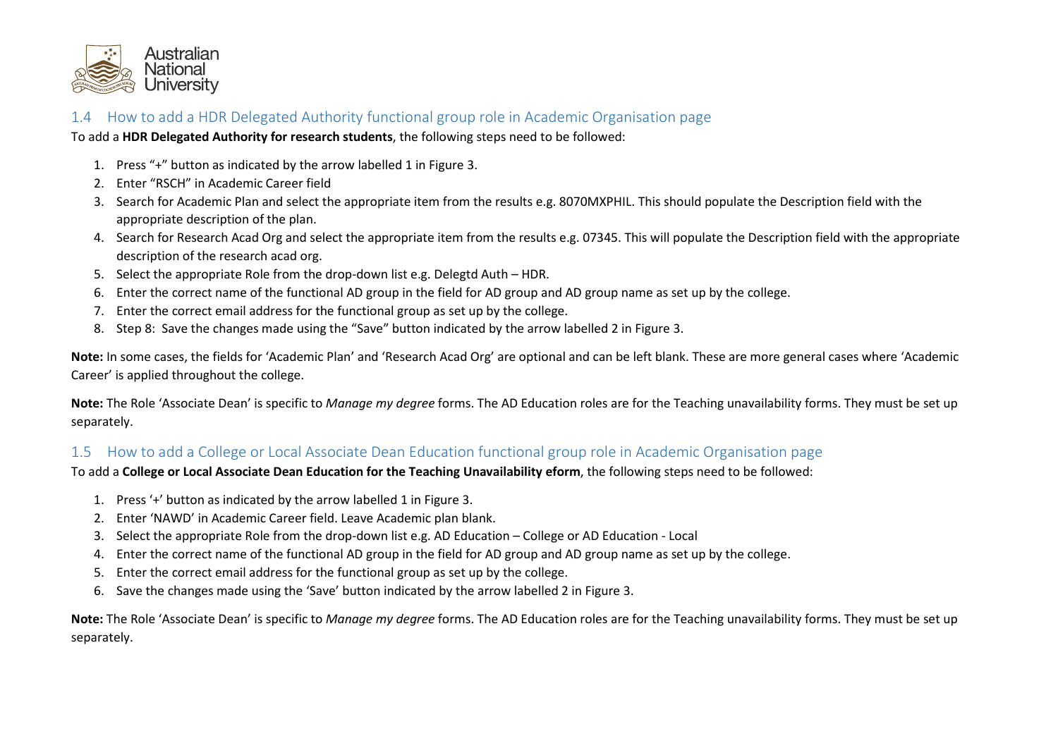## 1.4 How to add a HDR Delegated Authority functional group role in Academic Organisation page

To add a **HDR Delegated Authority for research students**, the following steps need to be followed:

1. Press "+" button as indicated by the arrow labelled 1 in Figure 3.
2. Enter "RSCH" in Academic Career field
3. Search for Academic Plan and select the appropriate item from the results e.g. 8070MXPHIL. This should populate the Description field with the appropriate description of the plan.
4. Search for Research Acad Org and select the appropriate item from the results e.g. 07345. This will populate the Description field with the appropriate description of the research acad org.
5. Select the appropriate Role from the drop-down list e.g. Delegtd Auth – HDR.
6. Enter the correct name of the functional AD group in the field for AD group and AD group name as set up by the college.
7. Enter the correct email address for the functional group as set up by the college.
8. Step 8: Save the changes made using the "Save" button indicated by the arrow labelled 2 in Figure 3.

**Note:** In some cases, the fields for 'Academic Plan' and 'Research Acad Org' are optional and can be left blank. These are more general cases where 'Academic Career' is applied throughout the college.

**Note:** The Role 'Associate Dean' is specific to *Manage my degree* forms. The AD Education roles are for the Teaching unavailability forms. They must be set up separately.

## 1.5 How to add a College or Local Associate Dean Education functional group role in Academic Organisation page

To add a **College or Local Associate Dean Education for the Teaching Unavailability eform**, the following steps need to be followed:

1. Press '+' button as indicated by the arrow labelled 1 in Figure 3.
2. Enter 'NAWD' in Academic Career field. Leave Academic plan blank.
3. Select the appropriate Role from the drop-down list e.g. AD Education – College or AD Education - Local
4. Enter the correct name of the functional AD group in the field for AD group and AD group name as set up by the college.
5. Enter the correct email address for the functional group as set up by the college.
6. Save the changes made using the 'Save' button indicated by the arrow labelled 2 in Figure 3.

**Note:** The Role 'Associate Dean' is specific to *Manage my degree* forms. The AD Education roles are for the Teaching unavailability forms. They must be set up separately.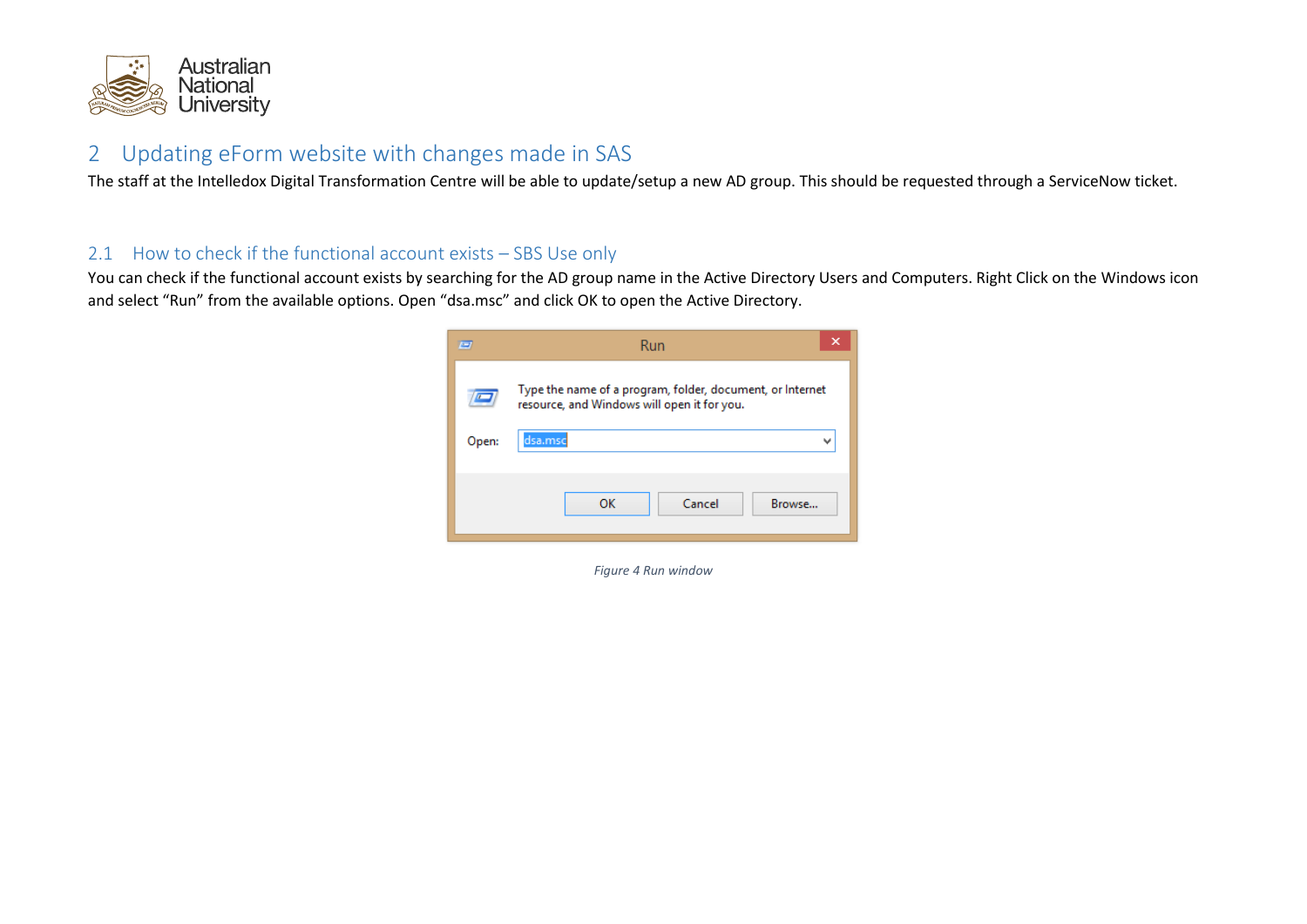## 2 Updating eForm website with changes made in SAS

The staff at the Intelledox Digital Transformation Centre will be able to update/setup a new AD group. This should be requested through a ServiceNow ticket.

### 2.1 How to check if the functional account exists – SBS Use only

You can check if the functional account exists by searching for the AD group name in the Active Directory Users and Computers. Right Click on the Windows icon and select "Run" from the available options. Open "dsa.msc" and click OK to open the Active Directory.

*Figure 4 Run window*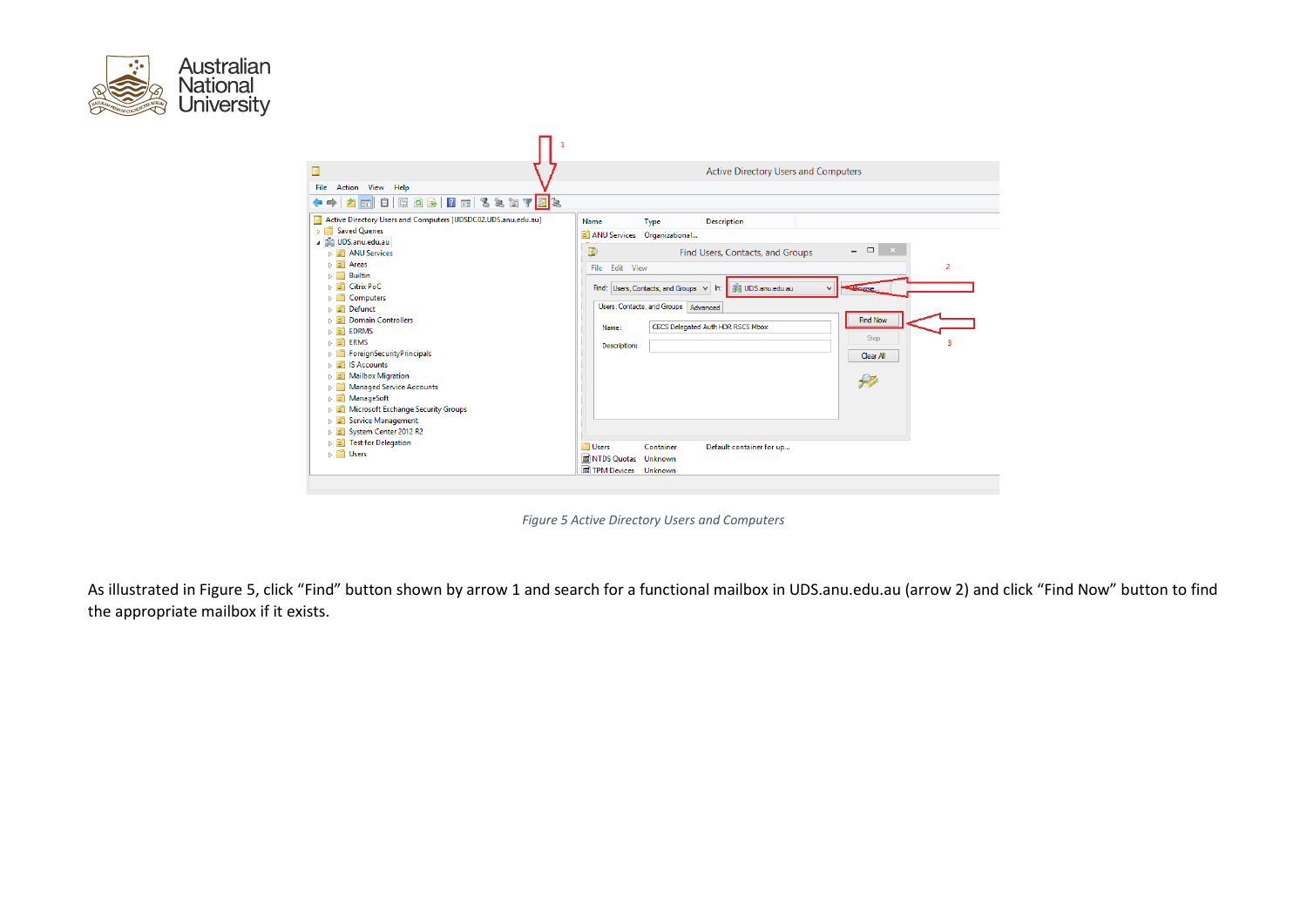*Figure 5 Active Directory Users and Computers*

As illustrated in Figure 5, click “Find” button shown by arrow 1 and search for a functional mailbox in UDS.anu.edu.au (arrow 2) and click “Find Now” button to find the appropriate mailbox if it exists.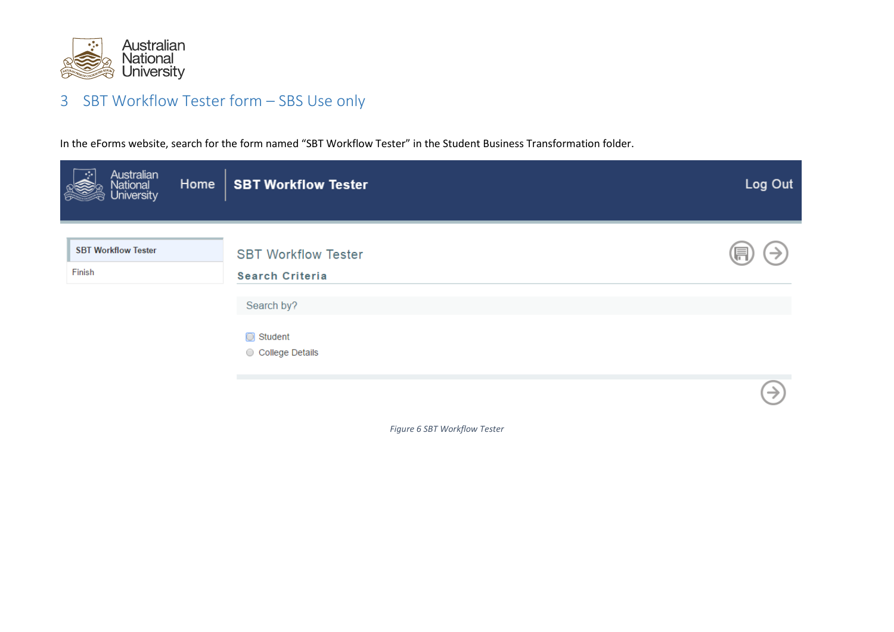# 3 SBT Workflow Tester form – SBS Use only

In the eForms website, search for the form named “SBT Workflow Tester” in the Student Business Transformation folder.

*Figure 6 SBT Workflow Tester*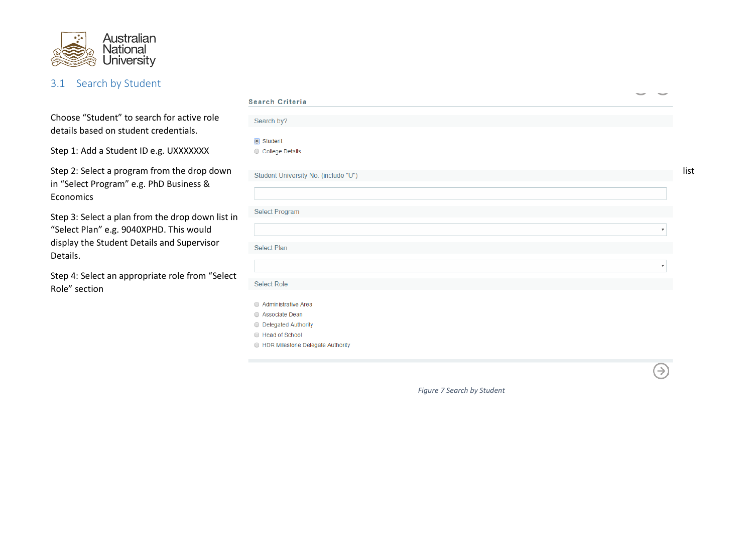## 3.1 Search by Student

Choose “Student” to search for active role details based on student credentials.

Step 1: Add a Student ID e.g. UXXXXXXX

Step 2: Select a program from the drop down list in “Select Program” e.g. PhD Business & Economics

Step 3: Select a plan from the drop down list in “Select Plan” e.g. 9040XPHD. This would display the Student Details and Supervisor Details.

Step 4: Select an appropriate role from “Select Role” section

**Search Criteria**

Search by?

- Student
- College Details

Student University No. (include "U")

Select Program

Select Plan

Select Role

- Administrative Area
- Associate Dean
- Delegated Authority
- Head of School
- HDR Milestone Delegate Authority

*Figure 7 Search by Student*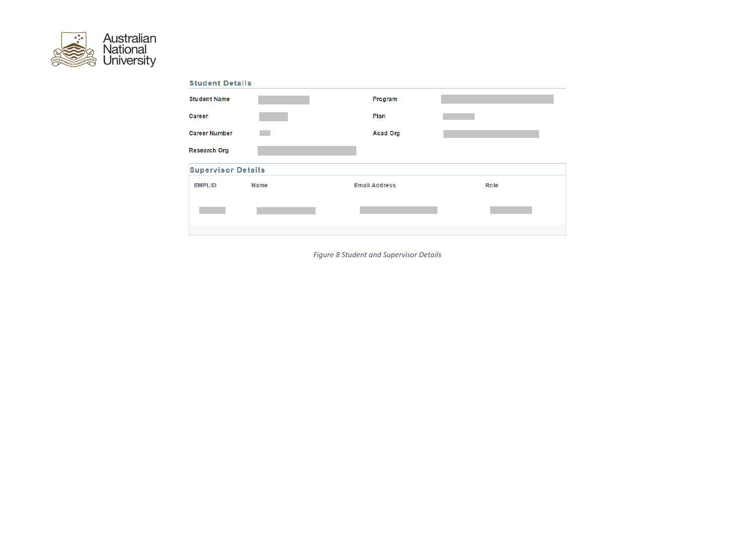**Student Details**

| Student Name | | Program | |
|---|---|---|---|
| Career | | Plan | |
| Career Number | | Acad Org | |
| Research Org | | | |

**Supervisor Details**

| EMPLID | Name | Email Address | Role |
|---|---|---|---|
| | | | |

*Figure 8 Student and Supervisor Details*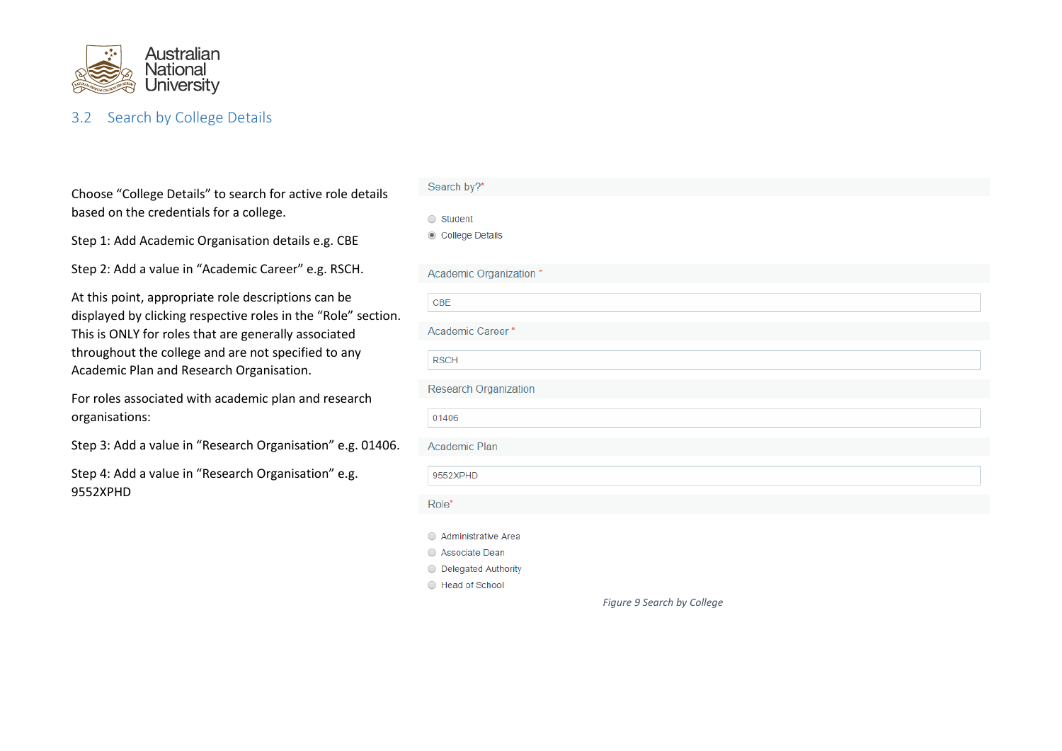## 3.2 Search by College Details

Choose "College Details" to search for active role details based on the credentials for a college.

Step 1: Add Academic Organisation details e.g. CBE

Step 2: Add a value in "Academic Career" e.g. RSCH.

At this point, appropriate role descriptions can be displayed by clicking respective roles in the "Role" section. This is ONLY for roles that are generally associated throughout the college and are not specified to any Academic Plan and Research Organisation.

For roles associated with academic plan and research organisations:

Step 3: Add a value in "Research Organisation" e.g. 01406.

Step 4: Add a value in "Research Organisation" e.g. 9552XPHD

Search by?*

- Student
- College Details

Academic Organization *

CBE

Academic Career *

RSCH

Research Organization

01406

Academic Plan

9552XPHD

Role*

- Administrative Area
- Associate Dean
- Delegated Authority
- Head of School

*Figure 9 Search by College*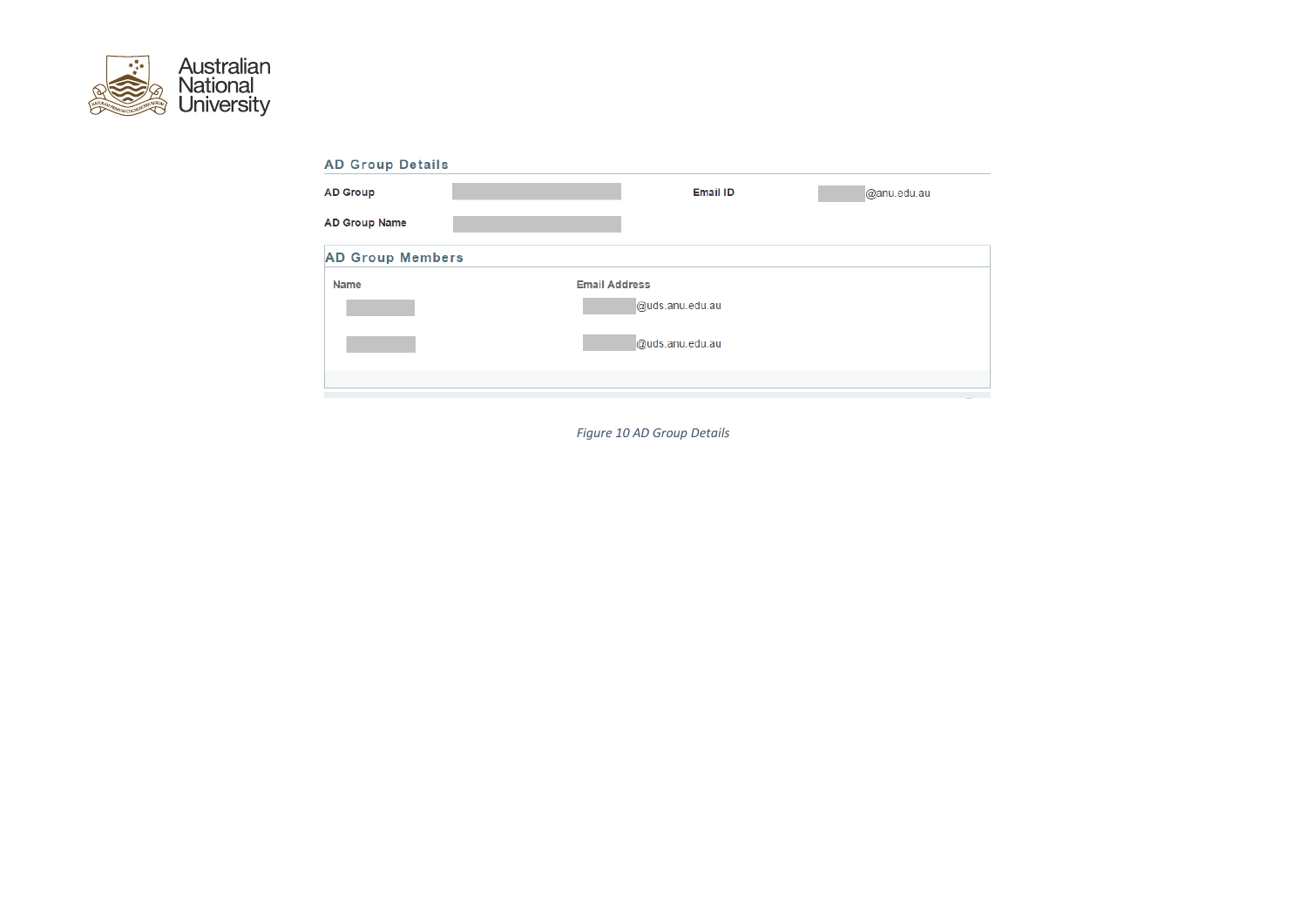## AD Group Details

**AD Group** | | **Email ID** | @anu.edu.au

**AD Group Name**

## AD Group Members

| Name | Email Address |
| --- | --- |
| | @uds.anu.edu.au |
| | @uds.anu.edu.au |

*Figure 10 AD Group Details*